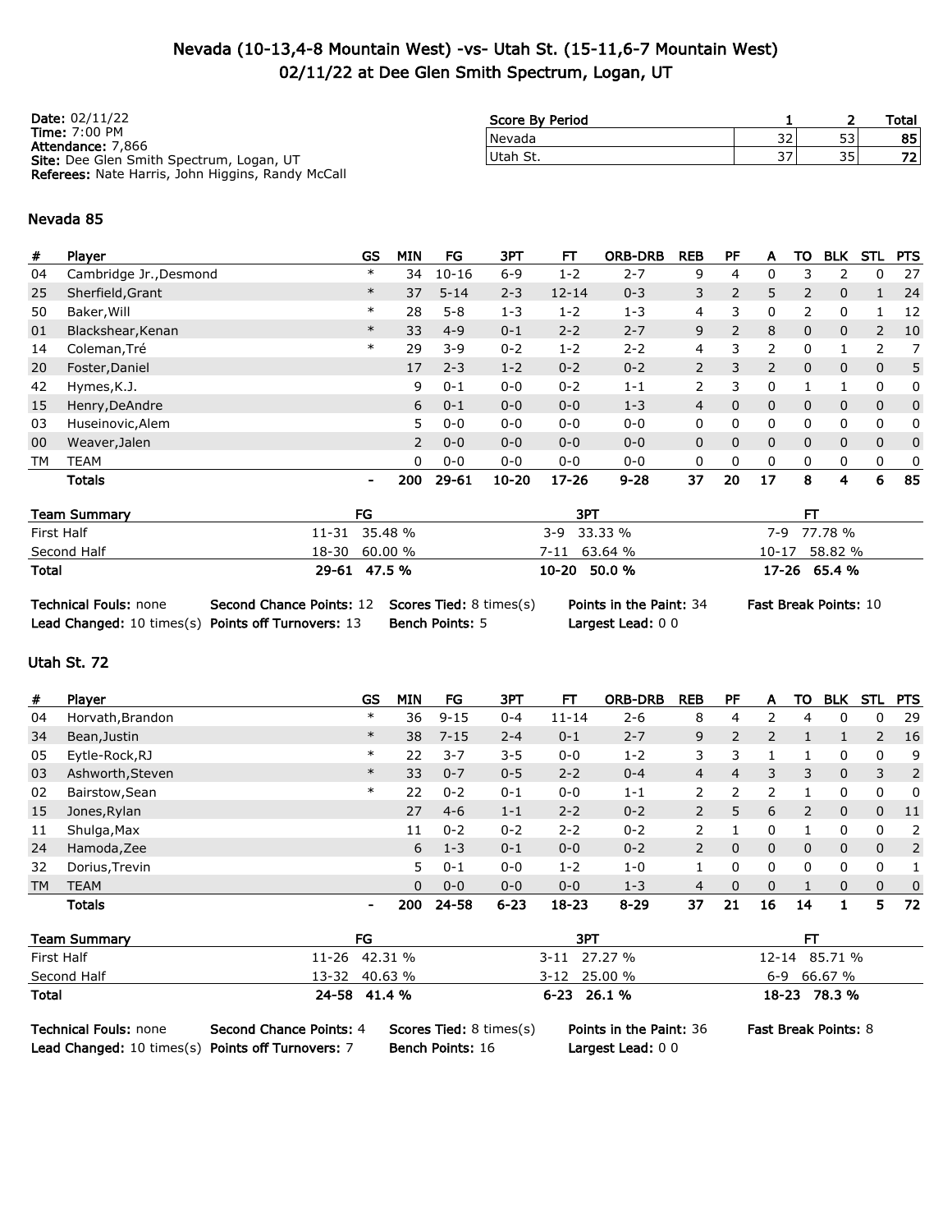# Nevada (10-13,4-8 Mountain West) -vs- Utah St. (15-11,6-7 Mountain West)
## 02/11/22 at Dee Glen Smith Spectrum, Logan, UT

**Date:** 02/11/22
**Time:** 7:00 PM
**Attendance:** 7,866
**Site:** Dee Glen Smith Spectrum, Logan, UT
**Referees:** Nate Harris, John Higgins, Randy McCall

| Score By Period | 1 | 2 | Total |
|---|---|---|---|
| Nevada | 32 | 53 | 85 |
| Utah St. | 37 | 35 | 72 |

### Nevada 85

| # | Player | GS | MIN | FG | 3PT | FT | ORB-DRB | REB | PF | A | TO | BLK | STL | PTS |
|---|---|---|---|---|---|---|---|---|---|---|---|---|---|---|
| 04 | Cambridge Jr.,Desmond | * | 34 | 10-16 | 6-9 | 1-2 | 2-7 | 9 | 4 | 0 | 3 | 2 | 0 | 27 |
| 25 | Sherfield,Grant | * | 37 | 5-14 | 2-3 | 12-14 | 0-3 | 3 | 2 | 5 | 2 | 0 | 1 | 24 |
| 50 | Baker,Will | * | 28 | 5-8 | 1-3 | 1-2 | 1-3 | 4 | 3 | 0 | 2 | 0 | 1 | 12 |
| 01 | Blackshear,Kenan | * | 33 | 4-9 | 0-1 | 2-2 | 2-7 | 9 | 2 | 8 | 0 | 0 | 2 | 10 |
| 14 | Coleman,Tré | * | 29 | 3-9 | 0-2 | 1-2 | 2-2 | 4 | 3 | 2 | 0 | 1 | 2 | 7 |
| 20 | Foster,Daniel | | 17 | 2-3 | 1-2 | 0-2 | 0-2 | 2 | 3 | 2 | 0 | 0 | 0 | 5 |
| 42 | Hymes,K.J. | | 9 | 0-1 | 0-0 | 0-2 | 1-1 | 2 | 3 | 0 | 1 | 1 | 0 | 0 |
| 15 | Henry,DeAndre | | 6 | 0-1 | 0-0 | 0-0 | 1-3 | 4 | 0 | 0 | 0 | 0 | 0 | 0 |
| 03 | Huseinovic,Alem | | 5 | 0-0 | 0-0 | 0-0 | 0-0 | 0 | 0 | 0 | 0 | 0 | 0 | 0 |
| 00 | Weaver,Jalen | | 2 | 0-0 | 0-0 | 0-0 | 0-0 | 0 | 0 | 0 | 0 | 0 | 0 | 0 |
| TM | TEAM | | 0 | 0-0 | 0-0 | 0-0 | 0-0 | 0 | 0 | 0 | 0 | 0 | 0 | 0 |
| | **Totals** | - | **200** | **29-61** | **10-20** | **17-26** | **9-28** | **37** | **20** | **17** | **8** | **4** | **6** | **85** |

| Team Summary | FG | 3PT | FT |
|---|---|---|---|
| First Half | 11-31 35.48 % | 3-9 33.33 % | 7-9 77.78 % |
| Second Half | 18-30 60.00 % | 7-11 63.64 % | 10-17 58.82 % |
| **Total** | **29-61 47.5 %** | **10-20 50.0 %** | **17-26 65.4 %** |

**Technical Fouls:** none **Second Chance Points:** 12 **Scores Tied:** 8 times(s) **Points in the Paint:** 34 **Fast Break Points:** 10
**Lead Changed:** 10 times(s) **Points off Turnovers:** 13 **Bench Points:** 5 **Largest Lead:** 0 0

### Utah St. 72

| # | Player | GS | MIN | FG | 3PT | FT | ORB-DRB | REB | PF | A | TO | BLK | STL | PTS |
|---|---|---|---|---|---|---|---|---|---|---|---|---|---|---|
| 04 | Horvath,Brandon | * | 36 | 9-15 | 0-4 | 11-14 | 2-6 | 8 | 4 | 2 | 4 | 0 | 0 | 29 |
| 34 | Bean,Justin | * | 38 | 7-15 | 2-4 | 0-1 | 2-7 | 9 | 2 | 2 | 1 | 1 | 2 | 16 |
| 05 | Eytle-Rock,RJ | * | 22 | 3-7 | 3-5 | 0-0 | 1-2 | 3 | 3 | 1 | 1 | 0 | 0 | 9 |
| 03 | Ashworth,Steven | * | 33 | 0-7 | 0-5 | 2-2 | 0-4 | 4 | 4 | 3 | 3 | 0 | 3 | 2 |
| 02 | Bairstow,Sean | * | 22 | 0-2 | 0-1 | 0-0 | 1-1 | 2 | 2 | 2 | 1 | 0 | 0 | 0 |
| 15 | Jones,Rylan | | 27 | 4-6 | 1-1 | 2-2 | 0-2 | 2 | 5 | 6 | 2 | 0 | 0 | 11 |
| 11 | Shulga,Max | | 11 | 0-2 | 0-2 | 2-2 | 0-2 | 2 | 1 | 0 | 1 | 0 | 0 | 2 |
| 24 | Hamoda,Zee | | 6 | 1-3 | 0-1 | 0-0 | 0-2 | 2 | 0 | 0 | 0 | 0 | 0 | 2 |
| 32 | Dorius,Trevin | | 5 | 0-1 | 0-0 | 1-2 | 1-0 | 1 | 0 | 0 | 0 | 0 | 0 | 1 |
| TM | TEAM | | 0 | 0-0 | 0-0 | 0-0 | 1-3 | 4 | 0 | 0 | 1 | 0 | 0 | 0 |
| | **Totals** | - | **200** | **24-58** | **6-23** | **18-23** | **8-29** | **37** | **21** | **16** | **14** | **1** | **5** | **72** |

| Team Summary | FG | 3PT | FT |
|---|---|---|---|
| First Half | 11-26 42.31 % | 3-11 27.27 % | 12-14 85.71 % |
| Second Half | 13-32 40.63 % | 3-12 25.00 % | 6-9 66.67 % |
| **Total** | **24-58 41.4 %** | **6-23 26.1 %** | **18-23 78.3 %** |

**Technical Fouls:** none **Second Chance Points:** 4 **Scores Tied:** 8 times(s) **Points in the Paint:** 36 **Fast Break Points:** 8
**Lead Changed:** 10 times(s) **Points off Turnovers:** 7 **Bench Points:** 16 **Largest Lead:** 0 0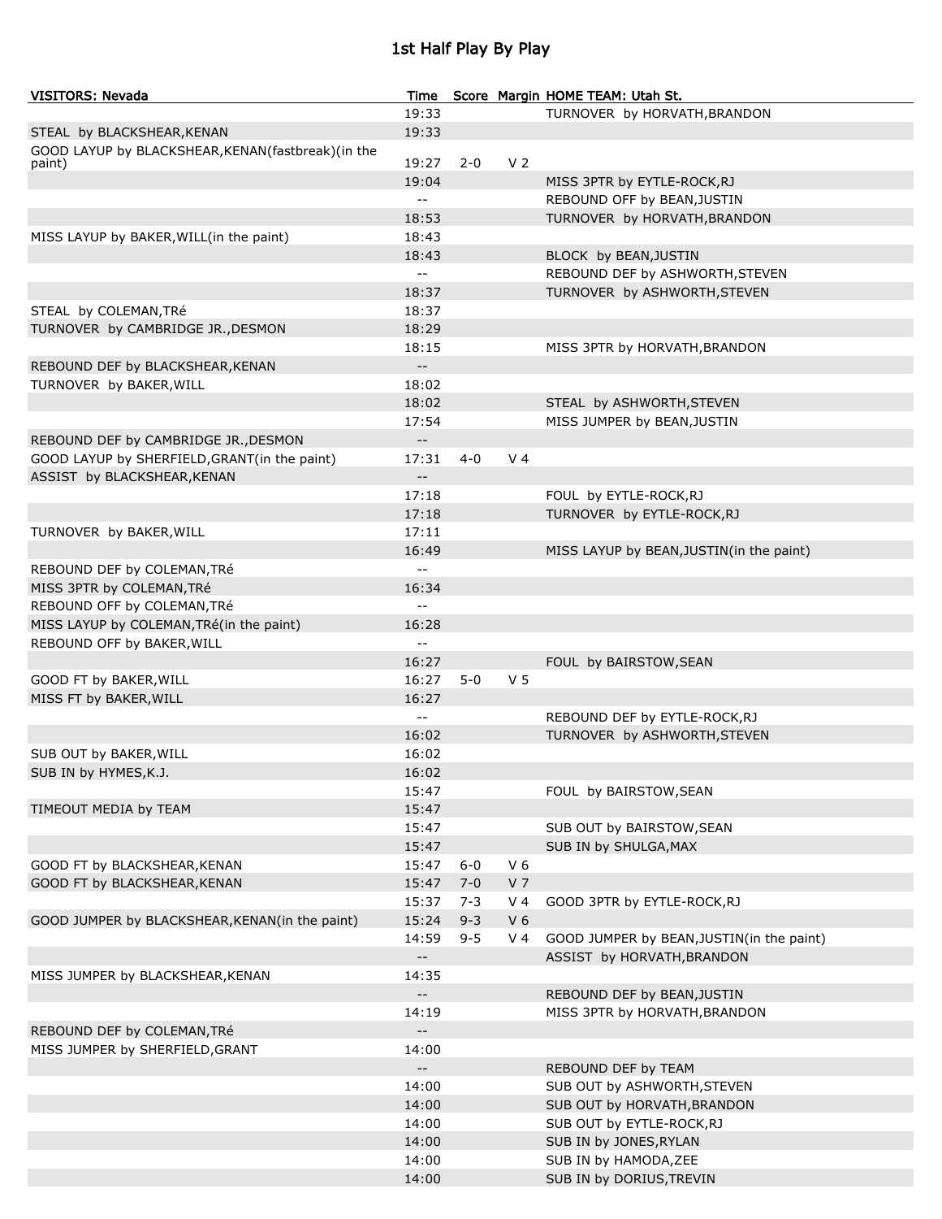# 1st Half Play By Play

| VISITORS: Nevada | Time | Score | Margin | HOME TEAM: Utah St. |
|---|---|---|---|---|
| | 19:33 | | | TURNOVER by HORVATH,BRANDON |
| STEAL by BLACKSHEAR,KENAN | 19:33 | | | |
| GOOD LAYUP by BLACKSHEAR,KENAN(fastbreak)(in the paint) | 19:27 | 2-0 | V 2 | |
| | 19:04 | | | MISS 3PTR by EYTLE-ROCK,RJ |
| | -- | | | REBOUND OFF by BEAN,JUSTIN |
| | 18:53 | | | TURNOVER by HORVATH,BRANDON |
| MISS LAYUP by BAKER,WILL(in the paint) | 18:43 | | | |
| | 18:43 | | | BLOCK by BEAN,JUSTIN |
| | -- | | | REBOUND DEF by ASHWORTH,STEVEN |
| | 18:37 | | | TURNOVER by ASHWORTH,STEVEN |
| STEAL by COLEMAN,TRé | 18:37 | | | |
| TURNOVER by CAMBRIDGE JR.,DESMON | 18:29 | | | |
| | 18:15 | | | MISS 3PTR by HORVATH,BRANDON |
| REBOUND DEF by BLACKSHEAR,KENAN | -- | | | |
| TURNOVER by BAKER,WILL | 18:02 | | | |
| | 18:02 | | | STEAL by ASHWORTH,STEVEN |
| | 17:54 | | | MISS JUMPER by BEAN,JUSTIN |
| REBOUND DEF by CAMBRIDGE JR.,DESMON | -- | | | |
| GOOD LAYUP by SHERFIELD,GRANT(in the paint) | 17:31 | 4-0 | V 4 | |
| ASSIST by BLACKSHEAR,KENAN | -- | | | |
| | 17:18 | | | FOUL by EYTLE-ROCK,RJ |
| | 17:18 | | | TURNOVER by EYTLE-ROCK,RJ |
| TURNOVER by BAKER,WILL | 17:11 | | | |
| | 16:49 | | | MISS LAYUP by BEAN,JUSTIN(in the paint) |
| REBOUND DEF by COLEMAN,TRé | -- | | | |
| MISS 3PTR by COLEMAN,TRé | 16:34 | | | |
| REBOUND OFF by COLEMAN,TRé | -- | | | |
| MISS LAYUP by COLEMAN,TRé(in the paint) | 16:28 | | | |
| REBOUND OFF by BAKER,WILL | -- | | | |
| | 16:27 | | | FOUL by BAIRSTOW,SEAN |
| GOOD FT by BAKER,WILL | 16:27 | 5-0 | V 5 | |
| MISS FT by BAKER,WILL | 16:27 | | | |
| | -- | | | REBOUND DEF by EYTLE-ROCK,RJ |
| | 16:02 | | | TURNOVER by ASHWORTH,STEVEN |
| SUB OUT by BAKER,WILL | 16:02 | | | |
| SUB IN by HYMES,K.J. | 16:02 | | | |
| | 15:47 | | | FOUL by BAIRSTOW,SEAN |
| TIMEOUT MEDIA by TEAM | 15:47 | | | |
| | 15:47 | | | SUB OUT by BAIRSTOW,SEAN |
| | 15:47 | | | SUB IN by SHULGA,MAX |
| GOOD FT by BLACKSHEAR,KENAN | 15:47 | 6-0 | V 6 | |
| GOOD FT by BLACKSHEAR,KENAN | 15:47 | 7-0 | V 7 | |
| | 15:37 | 7-3 | V 4 | GOOD 3PTR by EYTLE-ROCK,RJ |
| GOOD JUMPER by BLACKSHEAR,KENAN(in the paint) | 15:24 | 9-3 | V 6 | |
| | 14:59 | 9-5 | V 4 | GOOD JUMPER by BEAN,JUSTIN(in the paint) |
| | -- | | | ASSIST by HORVATH,BRANDON |
| MISS JUMPER by BLACKSHEAR,KENAN | 14:35 | | | |
| | -- | | | REBOUND DEF by BEAN,JUSTIN |
| | 14:19 | | | MISS 3PTR by HORVATH,BRANDON |
| REBOUND DEF by COLEMAN,TRé | -- | | | |
| MISS JUMPER by SHERFIELD,GRANT | 14:00 | | | |
| | -- | | | REBOUND DEF by TEAM |
| | 14:00 | | | SUB OUT by ASHWORTH,STEVEN |
| | 14:00 | | | SUB OUT by HORVATH,BRANDON |
| | 14:00 | | | SUB OUT by EYTLE-ROCK,RJ |
| | 14:00 | | | SUB IN by JONES,RYLAN |
| | 14:00 | | | SUB IN by HAMODA,ZEE |
| | 14:00 | | | SUB IN by DORIUS,TREVIN |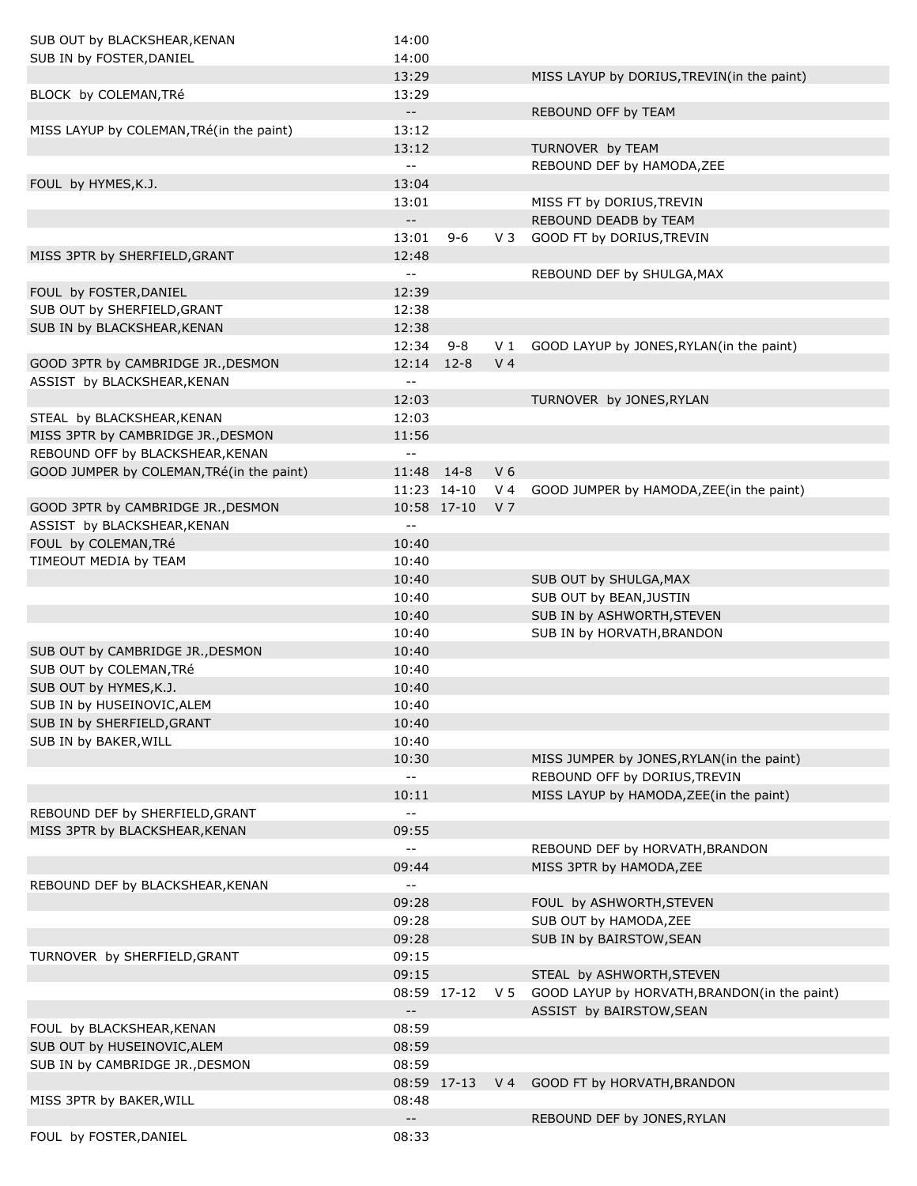| | | | | |
|---|---|---|---|---|
| SUB OUT by BLACKSHEAR,KENAN | 14:00 | | | |
| SUB IN by FOSTER,DANIEL | 14:00 | | | |
| | 13:29 | | | MISS LAYUP by DORIUS,TREVIN(in the paint) |
| BLOCK by COLEMAN,TRé | 13:29 | | | |
| | -- | | | REBOUND OFF by TEAM |
| MISS LAYUP by COLEMAN,TRé(in the paint) | 13:12 | | | |
| | 13:12 | | | TURNOVER by TEAM |
| | -- | | | REBOUND DEF by HAMODA,ZEE |
| FOUL by HYMES,K.J. | 13:04 | | | |
| | 13:01 | | | MISS FT by DORIUS,TREVIN |
| | -- | | | REBOUND DEADB by TEAM |
| | 13:01 | 9-6 | V 3 | GOOD FT by DORIUS,TREVIN |
| MISS 3PTR by SHERFIELD,GRANT | 12:48 | | | |
| | -- | | | REBOUND DEF by SHULGA,MAX |
| FOUL by FOSTER,DANIEL | 12:39 | | | |
| SUB OUT by SHERFIELD,GRANT | 12:38 | | | |
| SUB IN by BLACKSHEAR,KENAN | 12:38 | | | |
| | 12:34 | 9-8 | V 1 | GOOD LAYUP by JONES,RYLAN(in the paint) |
| GOOD 3PTR by CAMBRIDGE JR.,DESMON | 12:14 | 12-8 | V 4 | |
| ASSIST by BLACKSHEAR,KENAN | -- | | | |
| | 12:03 | | | TURNOVER by JONES,RYLAN |
| STEAL by BLACKSHEAR,KENAN | 12:03 | | | |
| MISS 3PTR by CAMBRIDGE JR.,DESMON | 11:56 | | | |
| REBOUND OFF by BLACKSHEAR,KENAN | -- | | | |
| GOOD JUMPER by COLEMAN,TRé(in the paint) | 11:48 | 14-8 | V 6 | |
| | 11:23 | 14-10 | V 4 | GOOD JUMPER by HAMODA,ZEE(in the paint) |
| GOOD 3PTR by CAMBRIDGE JR.,DESMON | 10:58 | 17-10 | V 7 | |
| ASSIST by BLACKSHEAR,KENAN | -- | | | |
| FOUL by COLEMAN,TRé | 10:40 | | | |
| TIMEOUT MEDIA by TEAM | 10:40 | | | |
| | 10:40 | | | SUB OUT by SHULGA,MAX |
| | 10:40 | | | SUB OUT by BEAN,JUSTIN |
| | 10:40 | | | SUB IN by ASHWORTH,STEVEN |
| | 10:40 | | | SUB IN by HORVATH,BRANDON |
| SUB OUT by CAMBRIDGE JR.,DESMON | 10:40 | | | |
| SUB OUT by COLEMAN,TRé | 10:40 | | | |
| SUB OUT by HYMES,K.J. | 10:40 | | | |
| SUB IN by HUSEINOVIC,ALEM | 10:40 | | | |
| SUB IN by SHERFIELD,GRANT | 10:40 | | | |
| SUB IN by BAKER,WILL | 10:40 | | | |
| | 10:30 | | | MISS JUMPER by JONES,RYLAN(in the paint) |
| | -- | | | REBOUND OFF by DORIUS,TREVIN |
| | 10:11 | | | MISS LAYUP by HAMODA,ZEE(in the paint) |
| REBOUND DEF by SHERFIELD,GRANT | -- | | | |
| MISS 3PTR by BLACKSHEAR,KENAN | 09:55 | | | |
| | -- | | | REBOUND DEF by HORVATH,BRANDON |
| | 09:44 | | | MISS 3PTR by HAMODA,ZEE |
| REBOUND DEF by BLACKSHEAR,KENAN | -- | | | |
| | 09:28 | | | FOUL by ASHWORTH,STEVEN |
| | 09:28 | | | SUB OUT by HAMODA,ZEE |
| | 09:28 | | | SUB IN by BAIRSTOW,SEAN |
| TURNOVER by SHERFIELD,GRANT | 09:15 | | | |
| | 09:15 | | | STEAL by ASHWORTH,STEVEN |
| | 08:59 | 17-12 | V 5 | GOOD LAYUP by HORVATH,BRANDON(in the paint) |
| | -- | | | ASSIST by BAIRSTOW,SEAN |
| FOUL by BLACKSHEAR,KENAN | 08:59 | | | |
| SUB OUT by HUSEINOVIC,ALEM | 08:59 | | | |
| SUB IN by CAMBRIDGE JR.,DESMON | 08:59 | | | |
| | 08:59 | 17-13 | V 4 | GOOD FT by HORVATH,BRANDON |
| MISS 3PTR by BAKER,WILL | 08:48 | | | |
| | -- | | | REBOUND DEF by JONES,RYLAN |
| FOUL by FOSTER,DANIEL | 08:33 | | | |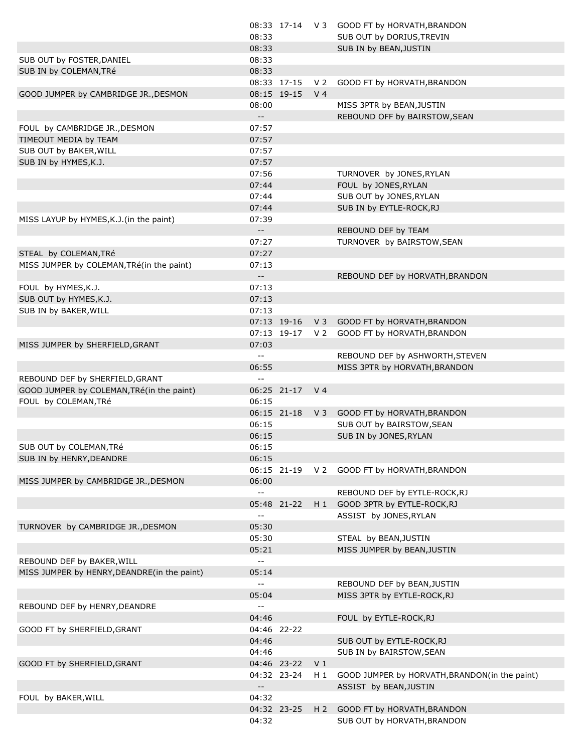| Home | Time | Score | Lead | Visitor |
|---|---|---|---|---|
| | 08:33 | 17-14 | V 3 | GOOD FT by HORVATH,BRANDON |
| | 08:33 | | | SUB OUT by DORIUS,TREVIN |
| | 08:33 | | | SUB IN by BEAN,JUSTIN |
| SUB OUT by FOSTER,DANIEL | 08:33 | | | |
| SUB IN by COLEMAN,TRé | 08:33 | | | |
| | 08:33 | 17-15 | V 2 | GOOD FT by HORVATH,BRANDON |
| GOOD JUMPER by CAMBRIDGE JR.,DESMON | 08:15 | 19-15 | V 4 | |
| | 08:00 | | | MISS 3PTR by BEAN,JUSTIN |
| | -- | | | REBOUND OFF by BAIRSTOW,SEAN |
| FOUL by CAMBRIDGE JR.,DESMON | 07:57 | | | |
| TIMEOUT MEDIA by TEAM | 07:57 | | | |
| SUB OUT by BAKER,WILL | 07:57 | | | |
| SUB IN by HYMES,K.J. | 07:57 | | | |
| | 07:56 | | | TURNOVER by JONES,RYLAN |
| | 07:44 | | | FOUL by JONES,RYLAN |
| | 07:44 | | | SUB OUT by JONES,RYLAN |
| | 07:44 | | | SUB IN by EYTLE-ROCK,RJ |
| MISS LAYUP by HYMES,K.J.(in the paint) | 07:39 | | | |
| | -- | | | REBOUND DEF by TEAM |
| | 07:27 | | | TURNOVER by BAIRSTOW,SEAN |
| STEAL by COLEMAN,TRé | 07:27 | | | |
| MISS JUMPER by COLEMAN,TRé(in the paint) | 07:13 | | | |
| | -- | | | REBOUND DEF by HORVATH,BRANDON |
| FOUL by HYMES,K.J. | 07:13 | | | |
| SUB OUT by HYMES,K.J. | 07:13 | | | |
| SUB IN by BAKER,WILL | 07:13 | | | |
| | 07:13 | 19-16 | V 3 | GOOD FT by HORVATH,BRANDON |
| | 07:13 | 19-17 | V 2 | GOOD FT by HORVATH,BRANDON |
| MISS JUMPER by SHERFIELD,GRANT | 07:03 | | | |
| | -- | | | REBOUND DEF by ASHWORTH,STEVEN |
| | 06:55 | | | MISS 3PTR by HORVATH,BRANDON |
| REBOUND DEF by SHERFIELD,GRANT | -- | | | |
| GOOD JUMPER by COLEMAN,TRé(in the paint) | 06:25 | 21-17 | V 4 | |
| FOUL by COLEMAN,TRé | 06:15 | | | |
| | 06:15 | 21-18 | V 3 | GOOD FT by HORVATH,BRANDON |
| | 06:15 | | | SUB OUT by BAIRSTOW,SEAN |
| | 06:15 | | | SUB IN by JONES,RYLAN |
| SUB OUT by COLEMAN,TRé | 06:15 | | | |
| SUB IN by HENRY,DEANDRE | 06:15 | | | |
| | 06:15 | 21-19 | V 2 | GOOD FT by HORVATH,BRANDON |
| MISS JUMPER by CAMBRIDGE JR.,DESMON | 06:00 | | | |
| | -- | | | REBOUND DEF by EYTLE-ROCK,RJ |
| | 05:48 | 21-22 | H 1 | GOOD 3PTR by EYTLE-ROCK,RJ |
| | -- | | | ASSIST by JONES,RYLAN |
| TURNOVER by CAMBRIDGE JR.,DESMON | 05:30 | | | |
| | 05:30 | | | STEAL by BEAN,JUSTIN |
| | 05:21 | | | MISS JUMPER by BEAN,JUSTIN |
| REBOUND DEF by BAKER,WILL | -- | | | |
| MISS JUMPER by HENRY,DEANDRE(in the paint) | 05:14 | | | |
| | -- | | | REBOUND DEF by BEAN,JUSTIN |
| | 05:04 | | | MISS 3PTR by EYTLE-ROCK,RJ |
| REBOUND DEF by HENRY,DEANDRE | -- | | | |
| | 04:46 | | | FOUL by EYTLE-ROCK,RJ |
| GOOD FT by SHERFIELD,GRANT | 04:46 | 22-22 | | |
| | 04:46 | | | SUB OUT by EYTLE-ROCK,RJ |
| | 04:46 | | | SUB IN by BAIRSTOW,SEAN |
| GOOD FT by SHERFIELD,GRANT | 04:46 | 23-22 | V 1 | |
| | 04:32 | 23-24 | H 1 | GOOD JUMPER by HORVATH,BRANDON(in the paint) |
| | -- | | | ASSIST by BEAN,JUSTIN |
| FOUL by BAKER,WILL | 04:32 | | | |
| | 04:32 | 23-25 | H 2 | GOOD FT by HORVATH,BRANDON |
| | 04:32 | | | SUB OUT by HORVATH,BRANDON |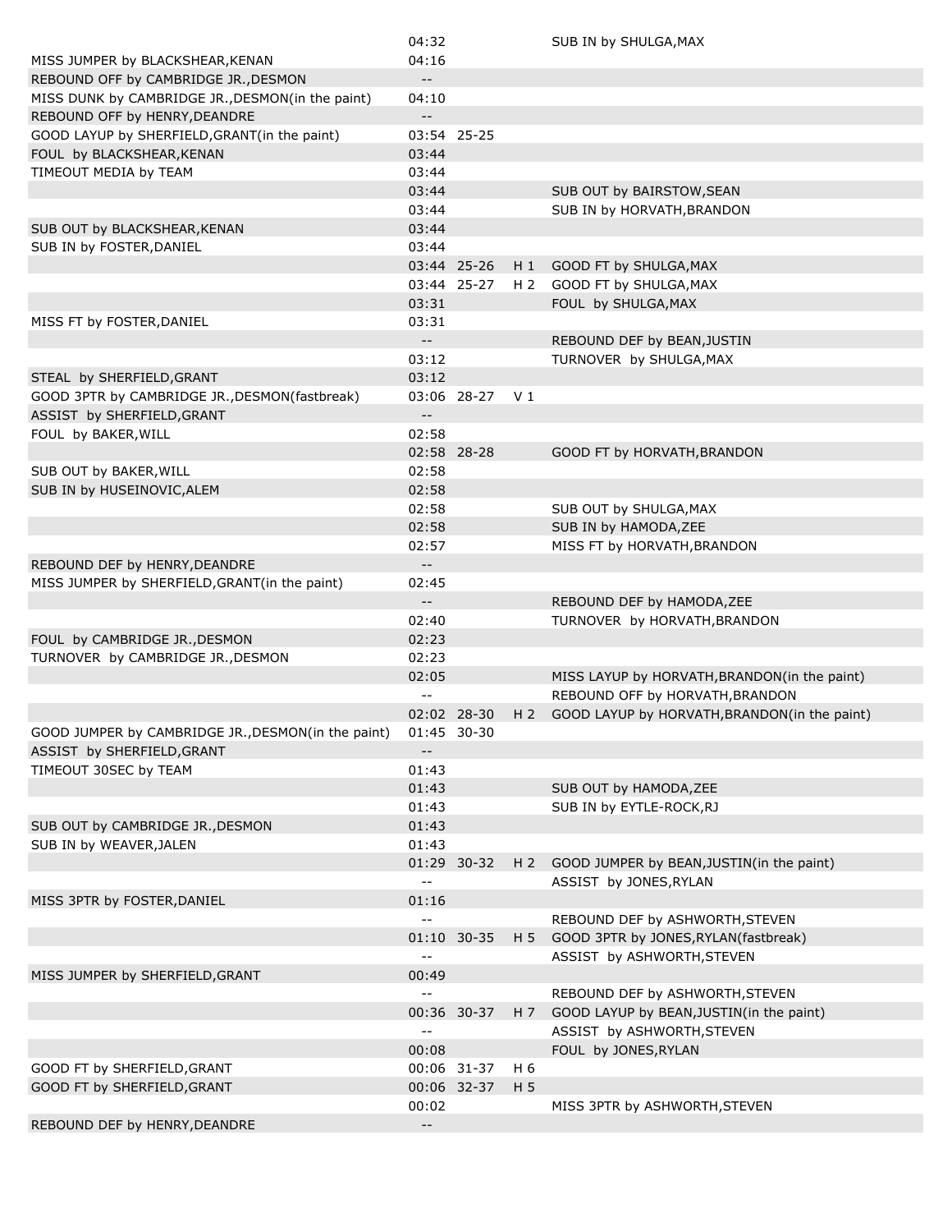| | | | | |
|---|---|---|---|---|
| | 04:32 | | | SUB IN by SHULGA,MAX |
| MISS JUMPER by BLACKSHEAR,KENAN | 04:16 | | | |
| REBOUND OFF by CAMBRIDGE JR.,DESMON | -- | | | |
| MISS DUNK by CAMBRIDGE JR.,DESMON(in the paint) | 04:10 | | | |
| REBOUND OFF by HENRY,DEANDRE | -- | | | |
| GOOD LAYUP by SHERFIELD,GRANT(in the paint) | 03:54 | 25-25 | | |
| FOUL by BLACKSHEAR,KENAN | 03:44 | | | |
| TIMEOUT MEDIA by TEAM | 03:44 | | | |
| | 03:44 | | | SUB OUT by BAIRSTOW,SEAN |
| | 03:44 | | | SUB IN by HORVATH,BRANDON |
| SUB OUT by BLACKSHEAR,KENAN | 03:44 | | | |
| SUB IN by FOSTER,DANIEL | 03:44 | | | |
| | 03:44 | 25-26 | H 1 | GOOD FT by SHULGA,MAX |
| | 03:44 | 25-27 | H 2 | GOOD FT by SHULGA,MAX |
| | 03:31 | | | FOUL by SHULGA,MAX |
| MISS FT by FOSTER,DANIEL | 03:31 | | | |
| | -- | | | REBOUND DEF by BEAN,JUSTIN |
| | 03:12 | | | TURNOVER by SHULGA,MAX |
| STEAL by SHERFIELD,GRANT | 03:12 | | | |
| GOOD 3PTR by CAMBRIDGE JR.,DESMON(fastbreak) | 03:06 | 28-27 | V 1 | |
| ASSIST by SHERFIELD,GRANT | -- | | | |
| FOUL by BAKER,WILL | 02:58 | | | |
| | 02:58 | 28-28 | | GOOD FT by HORVATH,BRANDON |
| SUB OUT by BAKER,WILL | 02:58 | | | |
| SUB IN by HUSEINOVIC,ALEM | 02:58 | | | |
| | 02:58 | | | SUB OUT by SHULGA,MAX |
| | 02:58 | | | SUB IN by HAMODA,ZEE |
| | 02:57 | | | MISS FT by HORVATH,BRANDON |
| REBOUND DEF by HENRY,DEANDRE | -- | | | |
| MISS JUMPER by SHERFIELD,GRANT(in the paint) | 02:45 | | | |
| | -- | | | REBOUND DEF by HAMODA,ZEE |
| | 02:40 | | | TURNOVER by HORVATH,BRANDON |
| FOUL by CAMBRIDGE JR.,DESMON | 02:23 | | | |
| TURNOVER by CAMBRIDGE JR.,DESMON | 02:23 | | | |
| | 02:05 | | | MISS LAYUP by HORVATH,BRANDON(in the paint) |
| | -- | | | REBOUND OFF by HORVATH,BRANDON |
| | 02:02 | 28-30 | H 2 | GOOD LAYUP by HORVATH,BRANDON(in the paint) |
| GOOD JUMPER by CAMBRIDGE JR.,DESMON(in the paint) | 01:45 | 30-30 | | |
| ASSIST by SHERFIELD,GRANT | -- | | | |
| TIMEOUT 30SEC by TEAM | 01:43 | | | |
| | 01:43 | | | SUB OUT by HAMODA,ZEE |
| | 01:43 | | | SUB IN by EYTLE-ROCK,RJ |
| SUB OUT by CAMBRIDGE JR.,DESMON | 01:43 | | | |
| SUB IN by WEAVER,JALEN | 01:43 | | | |
| | 01:29 | 30-32 | H 2 | GOOD JUMPER by BEAN,JUSTIN(in the paint) |
| | -- | | | ASSIST by JONES,RYLAN |
| MISS 3PTR by FOSTER,DANIEL | 01:16 | | | |
| | -- | | | REBOUND DEF by ASHWORTH,STEVEN |
| | 01:10 | 30-35 | H 5 | GOOD 3PTR by JONES,RYLAN(fastbreak) |
| | -- | | | ASSIST by ASHWORTH,STEVEN |
| MISS JUMPER by SHERFIELD,GRANT | 00:49 | | | |
| | -- | | | REBOUND DEF by ASHWORTH,STEVEN |
| | 00:36 | 30-37 | H 7 | GOOD LAYUP by BEAN,JUSTIN(in the paint) |
| | -- | | | ASSIST by ASHWORTH,STEVEN |
| | 00:08 | | | FOUL by JONES,RYLAN |
| GOOD FT by SHERFIELD,GRANT | 00:06 | 31-37 | H 6 | |
| GOOD FT by SHERFIELD,GRANT | 00:06 | 32-37 | H 5 | |
| | 00:02 | | | MISS 3PTR by ASHWORTH,STEVEN |
| REBOUND DEF by HENRY,DEANDRE | -- | | | |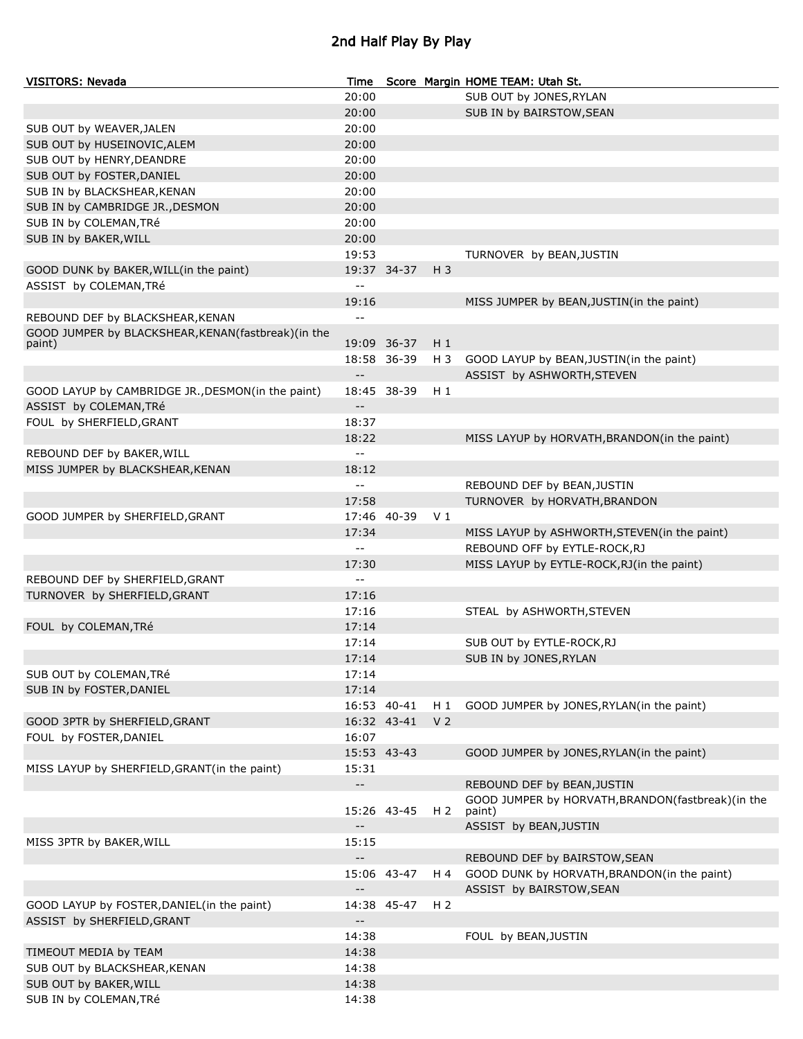# 2nd Half Play By Play

| VISITORS: Nevada | Time | Score | Margin | HOME TEAM: Utah St. |
|---|---|---|---|---|
| | 20:00 | | | SUB OUT by JONES,RYLAN |
| | 20:00 | | | SUB IN by BAIRSTOW,SEAN |
| SUB OUT by WEAVER,JALEN | 20:00 | | | |
| SUB OUT by HUSEINOVIC,ALEM | 20:00 | | | |
| SUB OUT by HENRY,DEANDRE | 20:00 | | | |
| SUB OUT by FOSTER,DANIEL | 20:00 | | | |
| SUB IN by BLACKSHEAR,KENAN | 20:00 | | | |
| SUB IN by CAMBRIDGE JR.,DESMON | 20:00 | | | |
| SUB IN by COLEMAN,TRé | 20:00 | | | |
| SUB IN by BAKER,WILL | 20:00 | | | |
| | 19:53 | | | TURNOVER by BEAN,JUSTIN |
| GOOD DUNK by BAKER,WILL(in the paint) | 19:37 | 34-37 | H 3 | |
| ASSIST by COLEMAN,TRé | -- | | | |
| | 19:16 | | | MISS JUMPER by BEAN,JUSTIN(in the paint) |
| REBOUND DEF by BLACKSHEAR,KENAN | -- | | | |
| GOOD JUMPER by BLACKSHEAR,KENAN(fastbreak)(in the paint) | 19:09 | 36-37 | H 1 | |
| | 18:58 | 36-39 | H 3 | GOOD LAYUP by BEAN,JUSTIN(in the paint) |
| | -- | | | ASSIST by ASHWORTH,STEVEN |
| GOOD LAYUP by CAMBRIDGE JR.,DESMON(in the paint) | 18:45 | 38-39 | H 1 | |
| ASSIST by COLEMAN,TRé | -- | | | |
| FOUL by SHERFIELD,GRANT | 18:37 | | | |
| | 18:22 | | | MISS LAYUP by HORVATH,BRANDON(in the paint) |
| REBOUND DEF by BAKER,WILL | -- | | | |
| MISS JUMPER by BLACKSHEAR,KENAN | 18:12 | | | |
| | -- | | | REBOUND DEF by BEAN,JUSTIN |
| | 17:58 | | | TURNOVER by HORVATH,BRANDON |
| GOOD JUMPER by SHERFIELD,GRANT | 17:46 | 40-39 | V 1 | |
| | 17:34 | | | MISS LAYUP by ASHWORTH,STEVEN(in the paint) |
| | -- | | | REBOUND OFF by EYTLE-ROCK,RJ |
| | 17:30 | | | MISS LAYUP by EYTLE-ROCK,RJ(in the paint) |
| REBOUND DEF by SHERFIELD,GRANT | -- | | | |
| TURNOVER by SHERFIELD,GRANT | 17:16 | | | |
| | 17:16 | | | STEAL by ASHWORTH,STEVEN |
| FOUL by COLEMAN,TRé | 17:14 | | | |
| | 17:14 | | | SUB OUT by EYTLE-ROCK,RJ |
| | 17:14 | | | SUB IN by JONES,RYLAN |
| SUB OUT by COLEMAN,TRé | 17:14 | | | |
| SUB IN by FOSTER,DANIEL | 17:14 | | | |
| | 16:53 | 40-41 | H 1 | GOOD JUMPER by JONES,RYLAN(in the paint) |
| GOOD 3PTR by SHERFIELD,GRANT | 16:32 | 43-41 | V 2 | |
| FOUL by FOSTER,DANIEL | 16:07 | | | |
| | 15:53 | 43-43 | | GOOD JUMPER by JONES,RYLAN(in the paint) |
| MISS LAYUP by SHERFIELD,GRANT(in the paint) | 15:31 | | | |
| | -- | | | REBOUND DEF by BEAN,JUSTIN |
| | 15:26 | 43-45 | H 2 | GOOD JUMPER by HORVATH,BRANDON(fastbreak)(in the paint) |
| | -- | | | ASSIST by BEAN,JUSTIN |
| MISS 3PTR by BAKER,WILL | 15:15 | | | |
| | -- | | | REBOUND DEF by BAIRSTOW,SEAN |
| | 15:06 | 43-47 | H 4 | GOOD DUNK by HORVATH,BRANDON(in the paint) |
| | -- | | | ASSIST by BAIRSTOW,SEAN |
| GOOD LAYUP by FOSTER,DANIEL(in the paint) | 14:38 | 45-47 | H 2 | |
| ASSIST by SHERFIELD,GRANT | -- | | | |
| | 14:38 | | | FOUL by BEAN,JUSTIN |
| TIMEOUT MEDIA by TEAM | 14:38 | | | |
| SUB OUT by BLACKSHEAR,KENAN | 14:38 | | | |
| SUB OUT by BAKER,WILL | 14:38 | | | |
| SUB IN by COLEMAN,TRé | 14:38 | | | |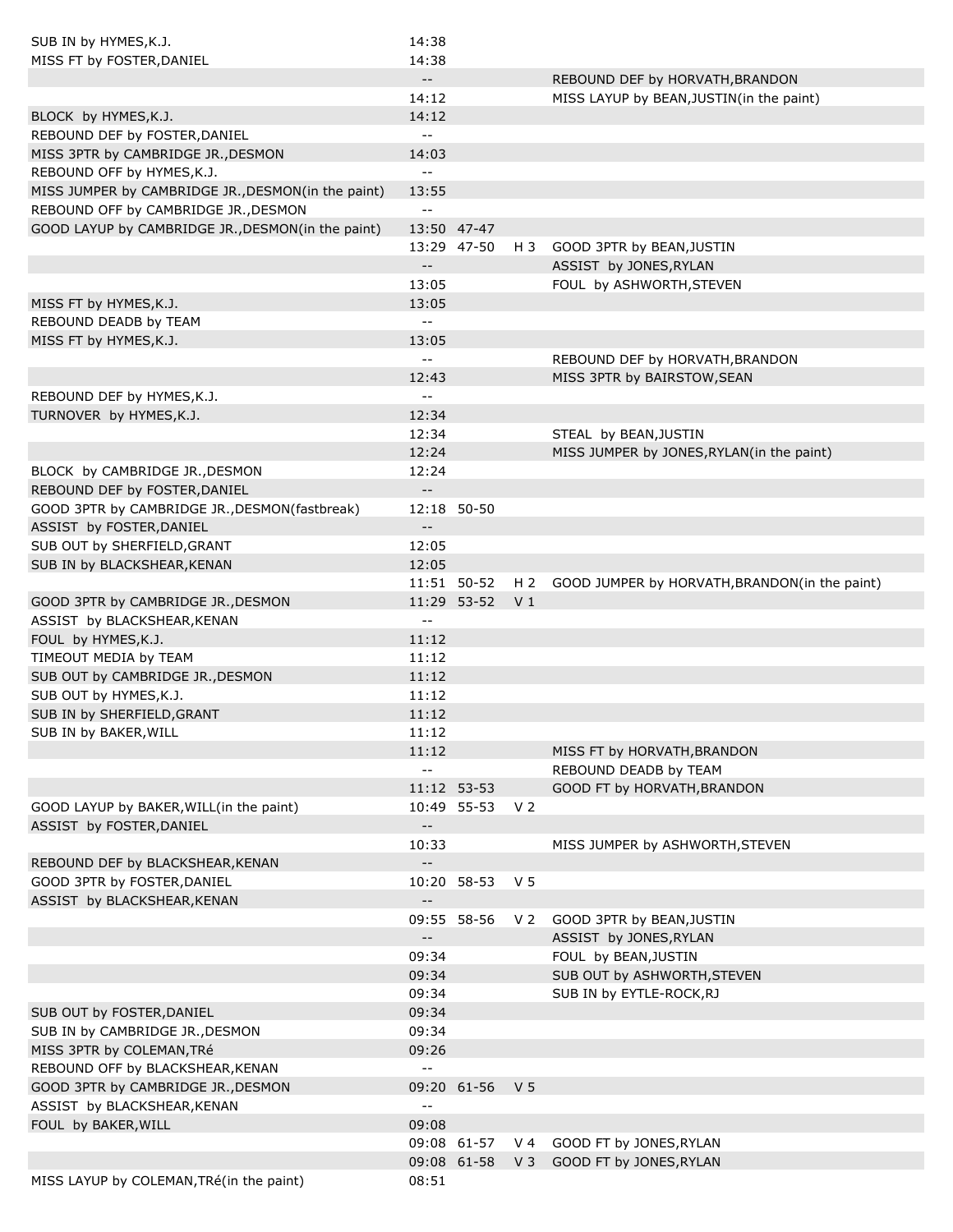| | | | | |
|---|---|---|---|---|
| SUB IN by HYMES,K.J. | 14:38 | | | |
| MISS FT by FOSTER,DANIEL | 14:38 | | | |
| | -- | | | REBOUND DEF by HORVATH,BRANDON |
| | 14:12 | | | MISS LAYUP by BEAN,JUSTIN(in the paint) |
| BLOCK by HYMES,K.J. | 14:12 | | | |
| REBOUND DEF by FOSTER,DANIEL | -- | | | |
| MISS 3PTR by CAMBRIDGE JR.,DESMON | 14:03 | | | |
| REBOUND OFF by HYMES,K.J. | -- | | | |
| MISS JUMPER by CAMBRIDGE JR.,DESMON(in the paint) | 13:55 | | | |
| REBOUND OFF by CAMBRIDGE JR.,DESMON | -- | | | |
| GOOD LAYUP by CAMBRIDGE JR.,DESMON(in the paint) | 13:50 | 47-47 | | |
| | 13:29 | 47-50 | H 3 | GOOD 3PTR by BEAN,JUSTIN |
| | -- | | | ASSIST by JONES,RYLAN |
| | 13:05 | | | FOUL by ASHWORTH,STEVEN |
| MISS FT by HYMES,K.J. | 13:05 | | | |
| REBOUND DEADB by TEAM | -- | | | |
| MISS FT by HYMES,K.J. | 13:05 | | | |
| | -- | | | REBOUND DEF by HORVATH,BRANDON |
| | 12:43 | | | MISS 3PTR by BAIRSTOW,SEAN |
| REBOUND DEF by HYMES,K.J. | -- | | | |
| TURNOVER by HYMES,K.J. | 12:34 | | | |
| | 12:34 | | | STEAL by BEAN,JUSTIN |
| | 12:24 | | | MISS JUMPER by JONES,RYLAN(in the paint) |
| BLOCK by CAMBRIDGE JR.,DESMON | 12:24 | | | |
| REBOUND DEF by FOSTER,DANIEL | -- | | | |
| GOOD 3PTR by CAMBRIDGE JR.,DESMON(fastbreak) | 12:18 | 50-50 | | |
| ASSIST by FOSTER,DANIEL | -- | | | |
| SUB OUT by SHERFIELD,GRANT | 12:05 | | | |
| SUB IN by BLACKSHEAR,KENAN | 12:05 | | | |
| | 11:51 | 50-52 | H 2 | GOOD JUMPER by HORVATH,BRANDON(in the paint) |
| GOOD 3PTR by CAMBRIDGE JR.,DESMON | 11:29 | 53-52 | V 1 | |
| ASSIST by BLACKSHEAR,KENAN | -- | | | |
| FOUL by HYMES,K.J. | 11:12 | | | |
| TIMEOUT MEDIA by TEAM | 11:12 | | | |
| SUB OUT by CAMBRIDGE JR.,DESMON | 11:12 | | | |
| SUB OUT by HYMES,K.J. | 11:12 | | | |
| SUB IN by SHERFIELD,GRANT | 11:12 | | | |
| SUB IN by BAKER,WILL | 11:12 | | | |
| | 11:12 | | | MISS FT by HORVATH,BRANDON |
| | -- | | | REBOUND DEADB by TEAM |
| | 11:12 | 53-53 | | GOOD FT by HORVATH,BRANDON |
| GOOD LAYUP by BAKER,WILL(in the paint) | 10:49 | 55-53 | V 2 | |
| ASSIST by FOSTER,DANIEL | -- | | | |
| | 10:33 | | | MISS JUMPER by ASHWORTH,STEVEN |
| REBOUND DEF by BLACKSHEAR,KENAN | -- | | | |
| GOOD 3PTR by FOSTER,DANIEL | 10:20 | 58-53 | V 5 | |
| ASSIST by BLACKSHEAR,KENAN | -- | | | |
| | 09:55 | 58-56 | V 2 | GOOD 3PTR by BEAN,JUSTIN |
| | -- | | | ASSIST by JONES,RYLAN |
| | 09:34 | | | FOUL by BEAN,JUSTIN |
| | 09:34 | | | SUB OUT by ASHWORTH,STEVEN |
| | 09:34 | | | SUB IN by EYTLE-ROCK,RJ |
| SUB OUT by FOSTER,DANIEL | 09:34 | | | |
| SUB IN by CAMBRIDGE JR.,DESMON | 09:34 | | | |
| MISS 3PTR by COLEMAN,TRé | 09:26 | | | |
| REBOUND OFF by BLACKSHEAR,KENAN | -- | | | |
| GOOD 3PTR by CAMBRIDGE JR.,DESMON | 09:20 | 61-56 | V 5 | |
| ASSIST by BLACKSHEAR,KENAN | -- | | | |
| FOUL by BAKER,WILL | 09:08 | | | |
| | 09:08 | 61-57 | V 4 | GOOD FT by JONES,RYLAN |
| | 09:08 | 61-58 | V 3 | GOOD FT by JONES,RYLAN |
| MISS LAYUP by COLEMAN,TRé(in the paint) | 08:51 | | | |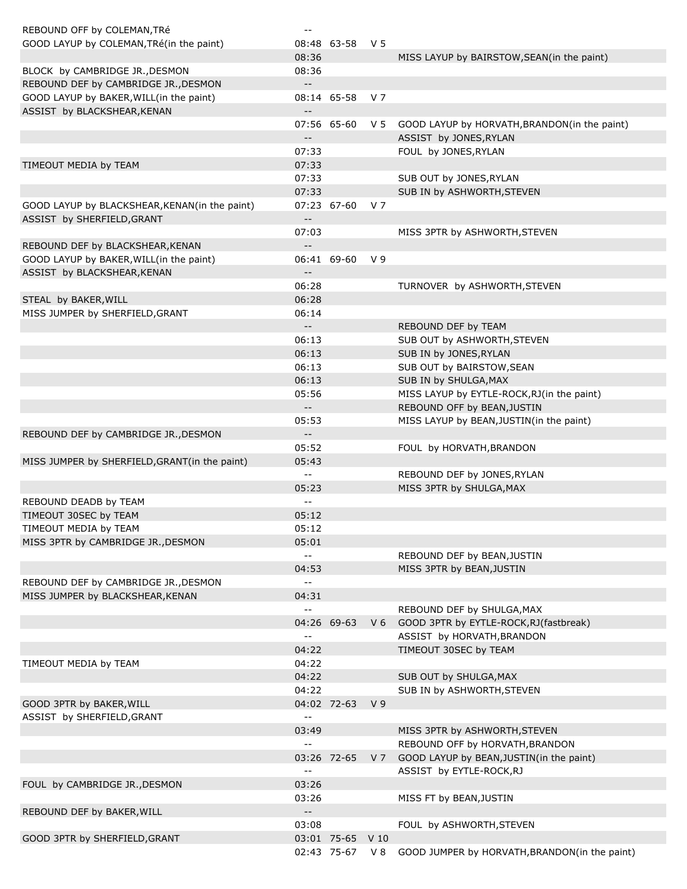| | | | | |
|---|---|---|---|---|
| REBOUND OFF by COLEMAN,TRé | -- | | | |
| GOOD LAYUP by COLEMAN,TRé(in the paint) | 08:48 | 63-58 | V 5 | |
| | 08:36 | | | MISS LAYUP by BAIRSTOW,SEAN(in the paint) |
| BLOCK by CAMBRIDGE JR.,DESMON | 08:36 | | | |
| REBOUND DEF by CAMBRIDGE JR.,DESMON | -- | | | |
| GOOD LAYUP by BAKER,WILL(in the paint) | 08:14 | 65-58 | V 7 | |
| ASSIST by BLACKSHEAR,KENAN | -- | | | |
| | 07:56 | 65-60 | V 5 | GOOD LAYUP by HORVATH,BRANDON(in the paint) |
| | -- | | | ASSIST by JONES,RYLAN |
| | 07:33 | | | FOUL by JONES,RYLAN |
| TIMEOUT MEDIA by TEAM | 07:33 | | | |
| | 07:33 | | | SUB OUT by JONES,RYLAN |
| | 07:33 | | | SUB IN by ASHWORTH,STEVEN |
| GOOD LAYUP by BLACKSHEAR,KENAN(in the paint) | 07:23 | 67-60 | V 7 | |
| ASSIST by SHERFIELD,GRANT | -- | | | |
| | 07:03 | | | MISS 3PTR by ASHWORTH,STEVEN |
| REBOUND DEF by BLACKSHEAR,KENAN | -- | | | |
| GOOD LAYUP by BAKER,WILL(in the paint) | 06:41 | 69-60 | V 9 | |
| ASSIST by BLACKSHEAR,KENAN | -- | | | |
| | 06:28 | | | TURNOVER by ASHWORTH,STEVEN |
| STEAL by BAKER,WILL | 06:28 | | | |
| MISS JUMPER by SHERFIELD,GRANT | 06:14 | | | |
| | -- | | | REBOUND DEF by TEAM |
| | 06:13 | | | SUB OUT by ASHWORTH,STEVEN |
| | 06:13 | | | SUB IN by JONES,RYLAN |
| | 06:13 | | | SUB OUT by BAIRSTOW,SEAN |
| | 06:13 | | | SUB IN by SHULGA,MAX |
| | 05:56 | | | MISS LAYUP by EYTLE-ROCK,RJ(in the paint) |
| | -- | | | REBOUND OFF by BEAN,JUSTIN |
| | 05:53 | | | MISS LAYUP by BEAN,JUSTIN(in the paint) |
| REBOUND DEF by CAMBRIDGE JR.,DESMON | -- | | | |
| | 05:52 | | | FOUL by HORVATH,BRANDON |
| MISS JUMPER by SHERFIELD,GRANT(in the paint) | 05:43 | | | |
| | -- | | | REBOUND DEF by JONES,RYLAN |
| | 05:23 | | | MISS 3PTR by SHULGA,MAX |
| REBOUND DEADB by TEAM | -- | | | |
| TIMEOUT 30SEC by TEAM | 05:12 | | | |
| TIMEOUT MEDIA by TEAM | 05:12 | | | |
| MISS 3PTR by CAMBRIDGE JR.,DESMON | 05:01 | | | |
| | -- | | | REBOUND DEF by BEAN,JUSTIN |
| | 04:53 | | | MISS 3PTR by BEAN,JUSTIN |
| REBOUND DEF by CAMBRIDGE JR.,DESMON | -- | | | |
| MISS JUMPER by BLACKSHEAR,KENAN | 04:31 | | | |
| | -- | | | REBOUND DEF by SHULGA,MAX |
| | 04:26 | 69-63 | V 6 | GOOD 3PTR by EYTLE-ROCK,RJ(fastbreak) |
| | -- | | | ASSIST by HORVATH,BRANDON |
| | 04:22 | | | TIMEOUT 30SEC by TEAM |
| TIMEOUT MEDIA by TEAM | 04:22 | | | |
| | 04:22 | | | SUB OUT by SHULGA,MAX |
| | 04:22 | | | SUB IN by ASHWORTH,STEVEN |
| GOOD 3PTR by BAKER,WILL | 04:02 | 72-63 | V 9 | |
| ASSIST by SHERFIELD,GRANT | -- | | | |
| | 03:49 | | | MISS 3PTR by ASHWORTH,STEVEN |
| | -- | | | REBOUND OFF by HORVATH,BRANDON |
| | 03:26 | 72-65 | V 7 | GOOD LAYUP by BEAN,JUSTIN(in the paint) |
| | -- | | | ASSIST by EYTLE-ROCK,RJ |
| FOUL by CAMBRIDGE JR.,DESMON | 03:26 | | | |
| | 03:26 | | | MISS FT by BEAN,JUSTIN |
| REBOUND DEF by BAKER,WILL | -- | | | |
| | 03:08 | | | FOUL by ASHWORTH,STEVEN |
| GOOD 3PTR by SHERFIELD,GRANT | 03:01 | 75-65 | V 10 | |
| | 02:43 | 75-67 | V 8 | GOOD JUMPER by HORVATH,BRANDON(in the paint) |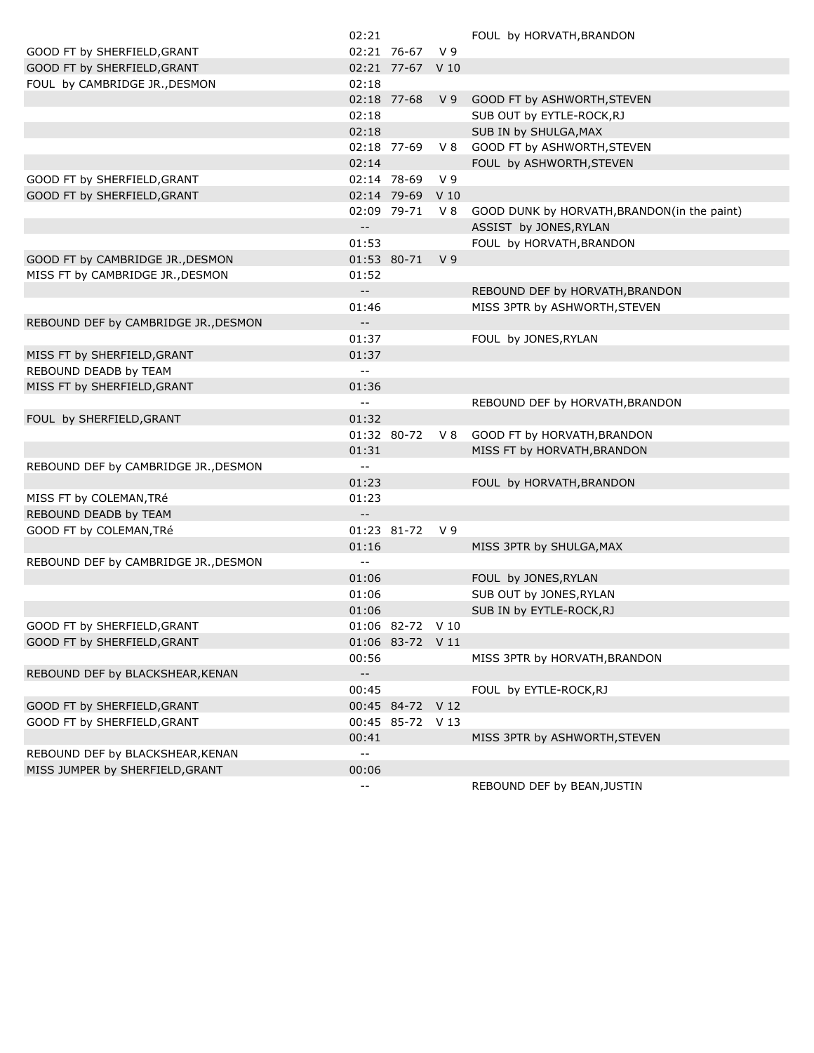| | | | | |
|---|---|---|---|---|
| | 02:21 | | | FOUL by HORVATH,BRANDON |
| GOOD FT by SHERFIELD,GRANT | 02:21 | 76-67 | V 9 | |
| GOOD FT by SHERFIELD,GRANT | 02:21 | 77-67 | V 10 | |
| FOUL by CAMBRIDGE JR.,DESMON | 02:18 | | | |
| | 02:18 | 77-68 | V 9 | GOOD FT by ASHWORTH,STEVEN |
| | 02:18 | | | SUB OUT by EYTLE-ROCK,RJ |
| | 02:18 | | | SUB IN by SHULGA,MAX |
| | 02:18 | 77-69 | V 8 | GOOD FT by ASHWORTH,STEVEN |
| | 02:14 | | | FOUL by ASHWORTH,STEVEN |
| GOOD FT by SHERFIELD,GRANT | 02:14 | 78-69 | V 9 | |
| GOOD FT by SHERFIELD,GRANT | 02:14 | 79-69 | V 10 | |
| | 02:09 | 79-71 | V 8 | GOOD DUNK by HORVATH,BRANDON(in the paint) |
| | -- | | | ASSIST by JONES,RYLAN |
| | 01:53 | | | FOUL by HORVATH,BRANDON |
| GOOD FT by CAMBRIDGE JR.,DESMON | 01:53 | 80-71 | V 9 | |
| MISS FT by CAMBRIDGE JR.,DESMON | 01:52 | | | |
| | -- | | | REBOUND DEF by HORVATH,BRANDON |
| | 01:46 | | | MISS 3PTR by ASHWORTH,STEVEN |
| REBOUND DEF by CAMBRIDGE JR.,DESMON | -- | | | |
| | 01:37 | | | FOUL by JONES,RYLAN |
| MISS FT by SHERFIELD,GRANT | 01:37 | | | |
| REBOUND DEADB by TEAM | -- | | | |
| MISS FT by SHERFIELD,GRANT | 01:36 | | | |
| | -- | | | REBOUND DEF by HORVATH,BRANDON |
| FOUL by SHERFIELD,GRANT | 01:32 | | | |
| | 01:32 | 80-72 | V 8 | GOOD FT by HORVATH,BRANDON |
| | 01:31 | | | MISS FT by HORVATH,BRANDON |
| REBOUND DEF by CAMBRIDGE JR.,DESMON | -- | | | |
| | 01:23 | | | FOUL by HORVATH,BRANDON |
| MISS FT by COLEMAN,TRé | 01:23 | | | |
| REBOUND DEADB by TEAM | -- | | | |
| GOOD FT by COLEMAN,TRé | 01:23 | 81-72 | V 9 | |
| | 01:16 | | | MISS 3PTR by SHULGA,MAX |
| REBOUND DEF by CAMBRIDGE JR.,DESMON | -- | | | |
| | 01:06 | | | FOUL by JONES,RYLAN |
| | 01:06 | | | SUB OUT by JONES,RYLAN |
| | 01:06 | | | SUB IN by EYTLE-ROCK,RJ |
| GOOD FT by SHERFIELD,GRANT | 01:06 | 82-72 | V 10 | |
| GOOD FT by SHERFIELD,GRANT | 01:06 | 83-72 | V 11 | |
| | 00:56 | | | MISS 3PTR by HORVATH,BRANDON |
| REBOUND DEF by BLACKSHEAR,KENAN | -- | | | |
| | 00:45 | | | FOUL by EYTLE-ROCK,RJ |
| GOOD FT by SHERFIELD,GRANT | 00:45 | 84-72 | V 12 | |
| GOOD FT by SHERFIELD,GRANT | 00:45 | 85-72 | V 13 | |
| | 00:41 | | | MISS 3PTR by ASHWORTH,STEVEN |
| REBOUND DEF by BLACKSHEAR,KENAN | -- | | | |
| MISS JUMPER by SHERFIELD,GRANT | 00:06 | | | |
| | -- | | | REBOUND DEF by BEAN,JUSTIN |